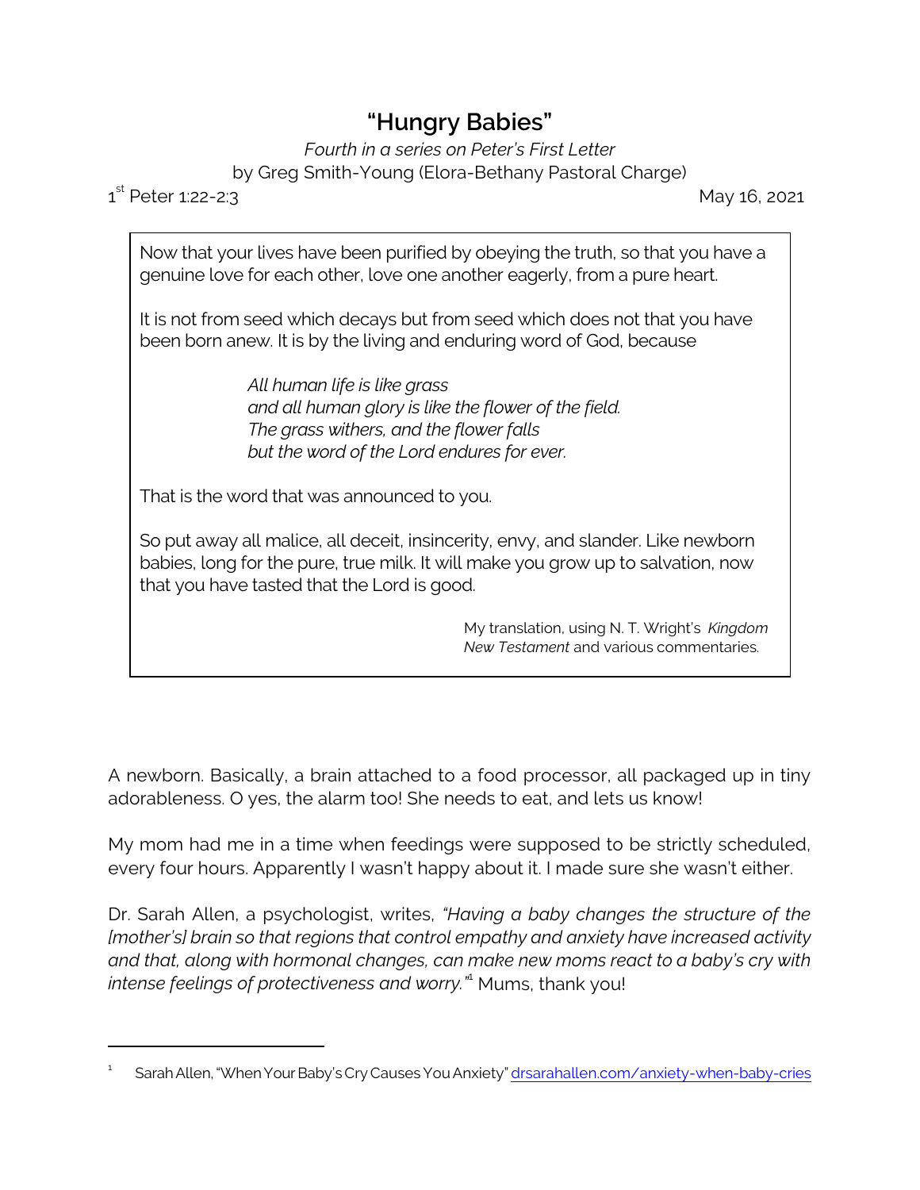# "Hungry Babies"

*Fourth in a series on Peter's First Letter*

by Greg Smith-Young (Elora-Bethany Pastoral Charge)

1st Peter 1:22-2:3 May 16, 2021

> Now that your lives have been purified by obeying the truth, so that you have a genuine love for each other, love one another eagerly, from a pure heart.
>
> It is not from seed which decays but from seed which does not that you have been born anew. It is by the living and enduring word of God, because
>
> > *All human life is like grass*
> > *and all human glory is like the flower of the field.*
> > *The grass withers, and the flower falls*
> > *but the word of the Lord endures for ever.*
>
> That is the word that was announced to you.
>
> So put away all malice, all deceit, insincerity, envy, and slander. Like newborn babies, long for the pure, true milk. It will make you grow up to salvation, now that you have tasted that the Lord is good.
>
> My translation, using N. T. Wright's *Kingdom New Testament* and various commentaries.

A newborn. Basically, a brain attached to a food processor, all packaged up in tiny adorableness. O yes, the alarm too! She needs to eat, and lets us know!

My mom had me in a time when feedings were supposed to be strictly scheduled, every four hours. Apparently I wasn't happy about it. I made sure she wasn't either.

Dr. Sarah Allen, a psychologist, writes, *"Having a baby changes the structure of the [mother's] brain so that regions that control empathy and anxiety have increased activity and that, along with hormonal changes, can make new moms react to a baby's cry with intense feelings of protectiveness and worry."*[1] Mums, thank you!

---

[1] Sarah Allen, "When Your Baby's Cry Causes You Anxiety" drsarahallen.com/anxiety-when-baby-cries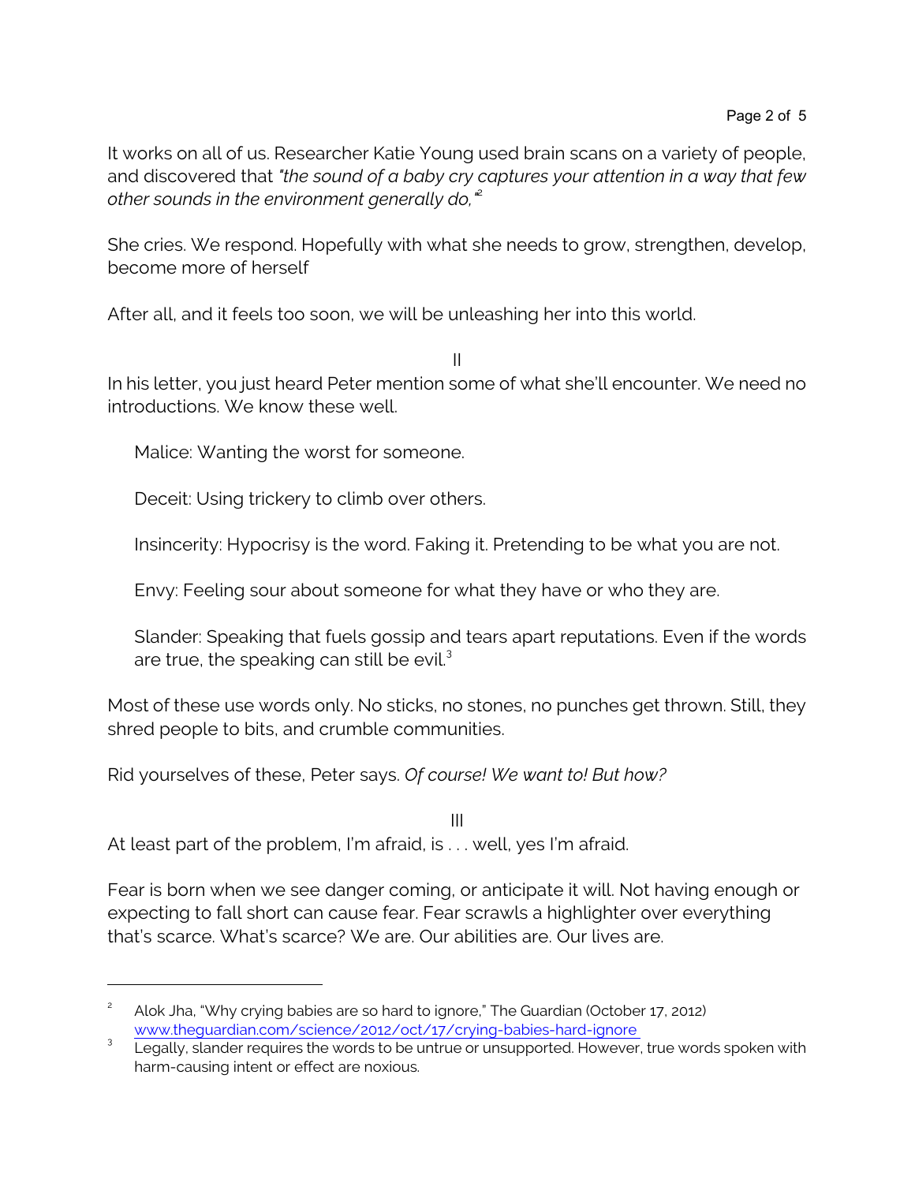It works on all of us. Researcher Katie Young used brain scans on a variety of people, and discovered that *"the sound of a baby cry captures your attention in a way that few other sounds in the environment generally do,"*[2]

She cries. We respond. Hopefully with what she needs to grow, strengthen, develop, become more of herself

After all, and it feels too soon, we will be unleashing her into this world.

II

In his letter, you just heard Peter mention some of what she'll encounter. We need no introductions. We know these well.

> Malice: Wanting the worst for someone.
>
> Deceit: Using trickery to climb over others.
>
> Insincerity: Hypocrisy is the word. Faking it. Pretending to be what you are not.
>
> Envy: Feeling sour about someone for what they have or who they are.
>
> Slander: Speaking that fuels gossip and tears apart reputations. Even if the words are true, the speaking can still be evil.[3]

Most of these use words only. No sticks, no stones, no punches get thrown. Still, they shred people to bits, and crumble communities.

Rid yourselves of these, Peter says. *Of course! We want to! But how?*

III

At least part of the problem, I'm afraid, is . . . well, yes I'm afraid.

Fear is born when we see danger coming, or anticipate it will. Not having enough or expecting to fall short can cause fear. Fear scrawls a highlighter over everything that's scarce. What's scarce? We are. Our abilities are. Our lives are.

---

[2] Alok Jha, "Why crying babies are so hard to ignore," The Guardian (October 17, 2012) www.theguardian.com/science/2012/oct/17/crying-babies-hard-ignore

[3] Legally, slander requires the words to be untrue or unsupported. However, true words spoken with harm-causing intent or effect are noxious.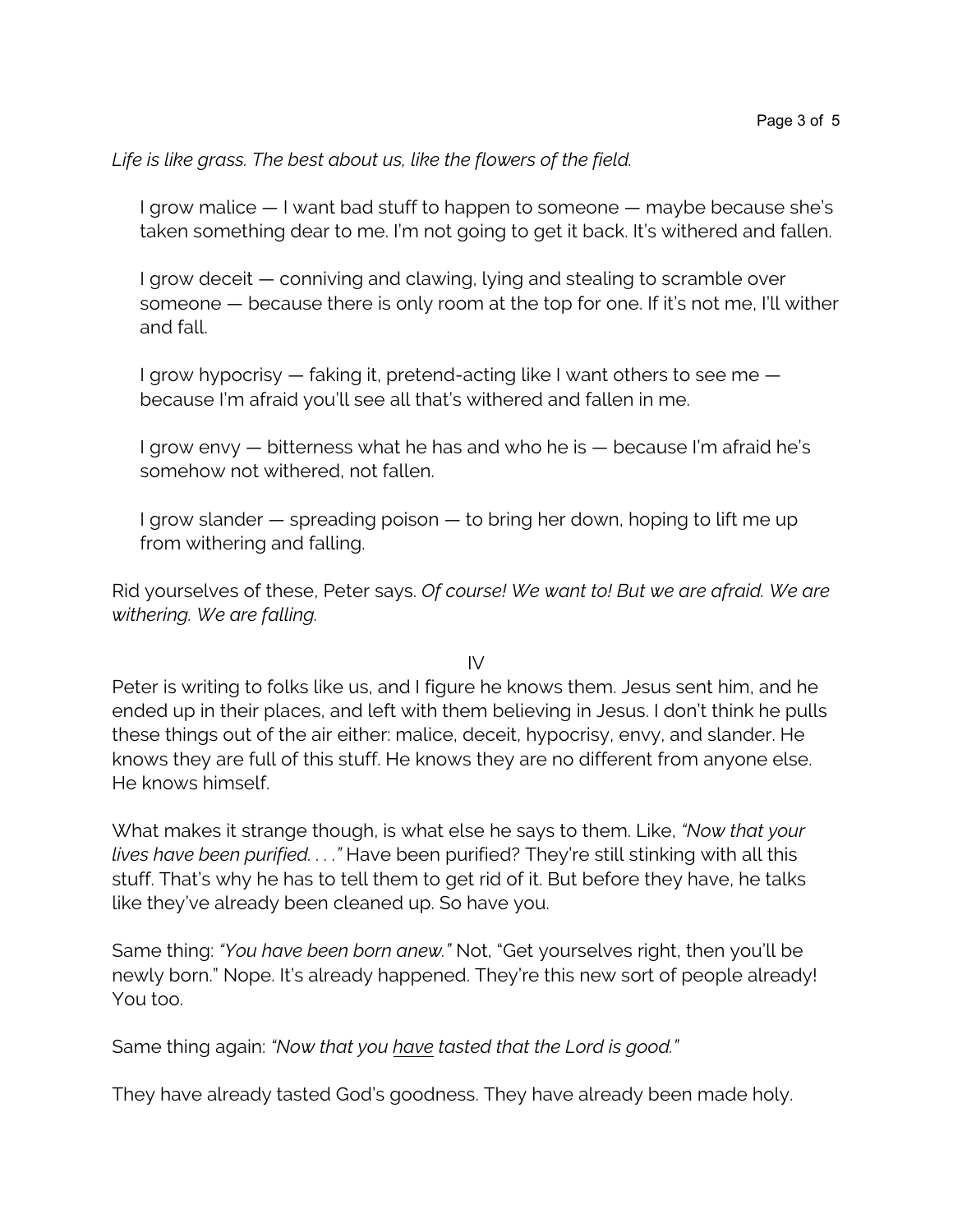*Life is like grass. The best about us, like the flowers of the field.*

> I grow malice — I want bad stuff to happen to someone — maybe because she's taken something dear to me. I'm not going to get it back. It's withered and fallen.
>
> I grow deceit — conniving and clawing, lying and stealing to scramble over someone — because there is only room at the top for one. If it's not me, I'll wither and fall.
>
> I grow hypocrisy — faking it, pretend-acting like I want others to see me — because I'm afraid you'll see all that's withered and fallen in me.
>
> I grow envy — bitterness what he has and who he is — because I'm afraid he's somehow not withered, not fallen.
>
> I grow slander — spreading poison — to bring her down, hoping to lift me up from withering and falling.

Rid yourselves of these, Peter says. *Of course! We want to! But we are afraid. We are withering. We are falling.*

## IV

Peter is writing to folks like us, and I figure he knows them. Jesus sent him, and he ended up in their places, and left with them believing in Jesus. I don't think he pulls these things out of the air either: malice, deceit, hypocrisy, envy, and slander. He knows they are full of this stuff. He knows they are no different from anyone else. He knows himself.

What makes it strange though, is what else he says to them. Like, *"Now that your lives have been purified. . . ."* Have been purified? They're still stinking with all this stuff. That's why he has to tell them to get rid of it. But before they have, he talks like they've already been cleaned up. So have you.

Same thing: *"You have been born anew."* Not, "Get yourselves right, then you'll be newly born." Nope. It's already happened. They're this new sort of people already! You too.

Same thing again: *"Now that you <u>have</u> tasted that the Lord is good."*

They have already tasted God's goodness. They have already been made holy.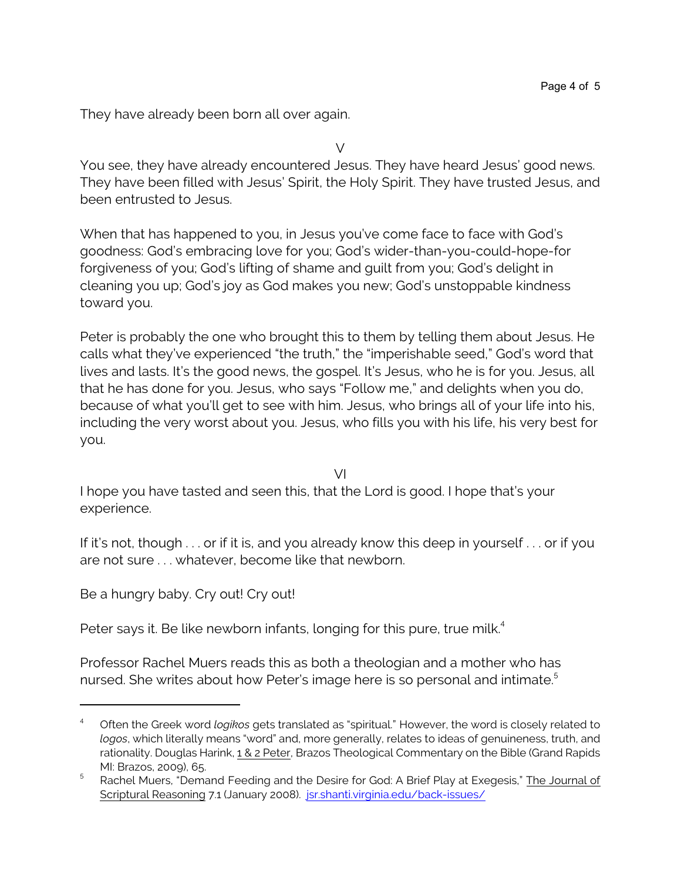They have already been born all over again.

V

You see, they have already encountered Jesus. They have heard Jesus' good news. They have been filled with Jesus' Spirit, the Holy Spirit. They have trusted Jesus, and been entrusted to Jesus.

When that has happened to you, in Jesus you've come face to face with God's goodness: God's embracing love for you; God's wider-than-you-could-hope-for forgiveness of you; God's lifting of shame and guilt from you; God's delight in cleaning you up; God's joy as God makes you new; God's unstoppable kindness toward you.

Peter is probably the one who brought this to them by telling them about Jesus. He calls what they've experienced "the truth," the "imperishable seed," God's word that lives and lasts. It's the good news, the gospel. It's Jesus, who he is for you. Jesus, all that he has done for you. Jesus, who says "Follow me," and delights when you do, because of what you'll get to see with him. Jesus, who brings all of your life into his, including the very worst about you. Jesus, who fills you with his life, his very best for you.

VI

I hope you have tasted and seen this, that the Lord is good. I hope that's your experience.

If it's not, though . . . or if it is, and you already know this deep in yourself . . . or if you are not sure . . . whatever, become like that newborn.

Be a hungry baby. Cry out! Cry out!

Peter says it. Be like newborn infants, longing for this pure, true milk.[4]

Professor Rachel Muers reads this as both a theologian and a mother who has nursed. She writes about how Peter's image here is so personal and intimate.[5]

---

[4] Often the Greek word *logikos* gets translated as "spiritual." However, the word is closely related to *logos*, which literally means "word" and, more generally, relates to ideas of genuineness, truth, and rationality. Douglas Harink, 1 & 2 Peter, Brazos Theological Commentary on the Bible (Grand Rapids MI: Brazos, 2009), 65.

[5] Rachel Muers, "Demand Feeding and the Desire for God: A Brief Play at Exegesis," The Journal of Scriptural Reasoning 7.1 (January 2008). jsr.shanti.virginia.edu/back-issues/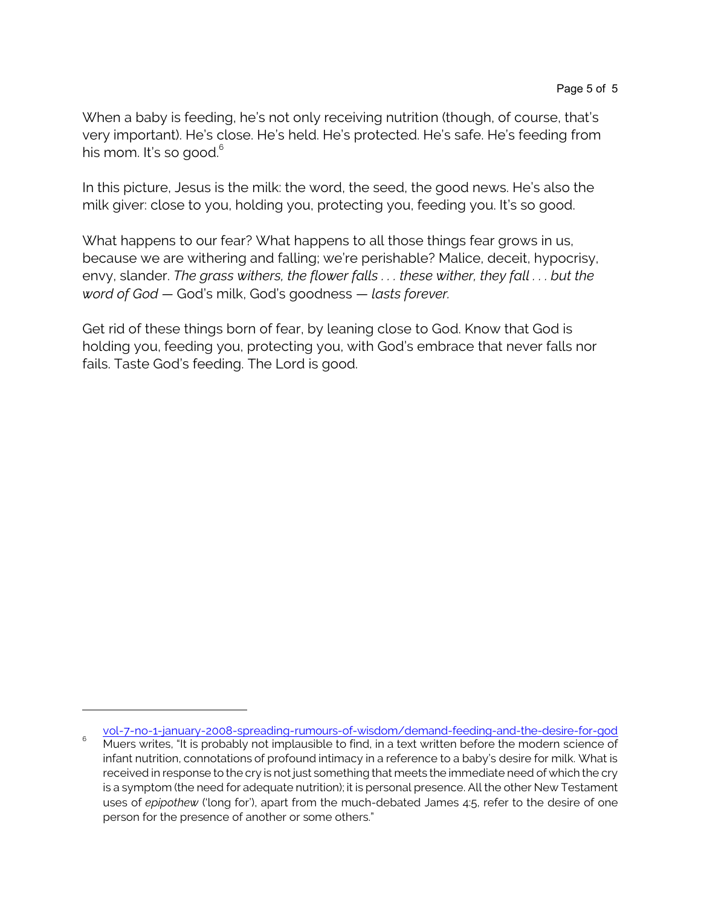When a baby is feeding, he's not only receiving nutrition (though, of course, that's very important). He's close. He's held. He's protected. He's safe. He's feeding from his mom. It's so good.[6]

In this picture, Jesus is the milk: the word, the seed, the good news. He's also the milk giver: close to you, holding you, protecting you, feeding you. It's so good.

What happens to our fear? What happens to all those things fear grows in us, because we are withering and falling; we're perishable? Malice, deceit, hypocrisy, envy, slander. *The grass withers, the flower falls . . . these wither, they fall . . . but the word of God* — God's milk, God's goodness — *lasts forever.*

Get rid of these things born of fear, by leaning close to God. Know that God is holding you, feeding you, protecting you, with God's embrace that never falls nor fails. Taste God's feeding. The Lord is good.

---

vol-7-no-1-january-2008-spreading-rumours-of-wisdom/demand-feeding-and-the-desire-for-god

[6] Muers writes, "It is probably not implausible to find, in a text written before the modern science of infant nutrition, connotations of profound intimacy in a reference to a baby's desire for milk. What is received in response to the cry is not just something that meets the immediate need of which the cry is a symptom (the need for adequate nutrition); it is personal presence. All the other New Testament uses of *epipothew* ('long for'), apart from the much-debated James 4:5, refer to the desire of one person for the presence of another or some others."